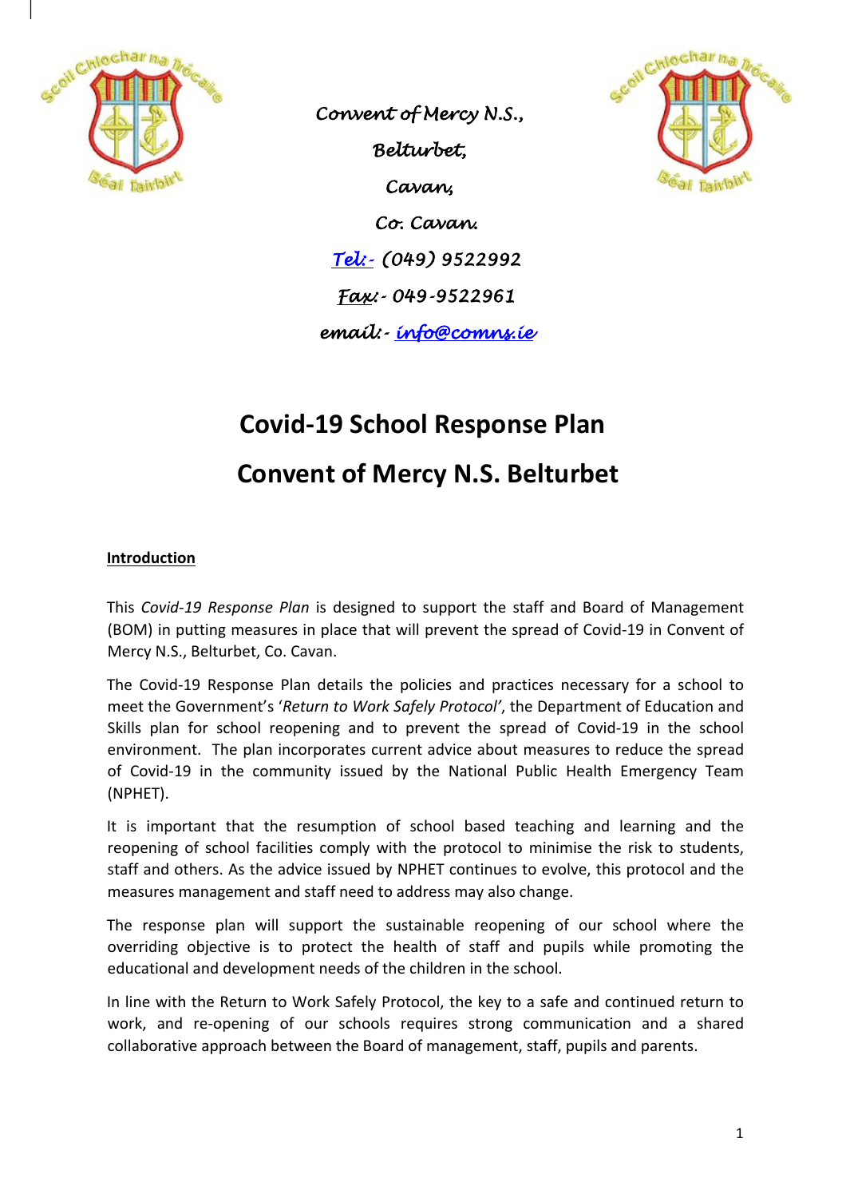*Convent of Mercy N.S.,*

*Belturbet,*

*Cavan,*

*Co. Cavan.*

*Tel:- (049) 9522992*

*Fax:- 049-9522961*

*email:- info@comns.ie*

# Covid-19 School Response Plan

# Convent of Mercy N.S. Belturbet

## Introduction

This *Covid-19 Response Plan* is designed to support the staff and Board of Management (BOM) in putting measures in place that will prevent the spread of Covid-19 in Convent of Mercy N.S., Belturbet, Co. Cavan.

The Covid-19 Response Plan details the policies and practices necessary for a school to meet the Government's '*Return to Work Safely Protocol'*, the Department of Education and Skills plan for school reopening and to prevent the spread of Covid-19 in the school environment. The plan incorporates current advice about measures to reduce the spread of Covid-19 in the community issued by the National Public Health Emergency Team (NPHET).

It is important that the resumption of school based teaching and learning and the reopening of school facilities comply with the protocol to minimise the risk to students, staff and others. As the advice issued by NPHET continues to evolve, this protocol and the measures management and staff need to address may also change.

The response plan will support the sustainable reopening of our school where the overriding objective is to protect the health of staff and pupils while promoting the educational and development needs of the children in the school.

In line with the Return to Work Safely Protocol, the key to a safe and continued return to work, and re-opening of our schools requires strong communication and a shared collaborative approach between the Board of management, staff, pupils and parents.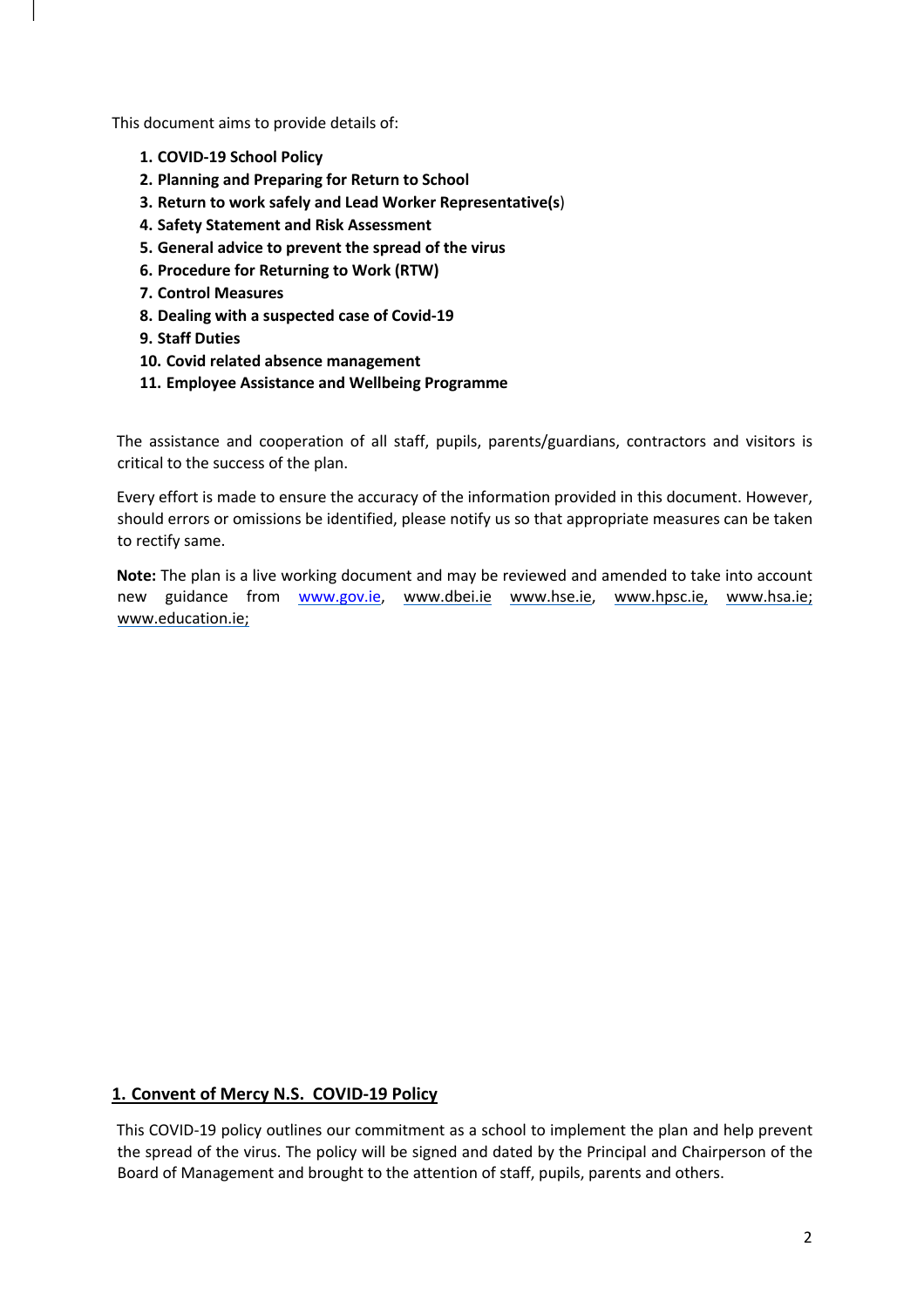This document aims to provide details of:

1. **COVID-19 School Policy**
2. **Planning and Preparing for Return to School**
3. **Return to work safely and Lead Worker Representative(s)**
4. **Safety Statement and Risk Assessment**
5. **General advice to prevent the spread of the virus**
6. **Procedure for Returning to Work (RTW)**
7. **Control Measures**
8. **Dealing with a suspected case of Covid-19**
9. **Staff Duties**
10. **Covid related absence management**
11. **Employee Assistance and Wellbeing Programme**

The assistance and cooperation of all staff, pupils, parents/guardians, contractors and visitors is critical to the success of the plan.

Every effort is made to ensure the accuracy of the information provided in this document. However, should errors or omissions be identified, please notify us so that appropriate measures can be taken to rectify same.

**Note:** The plan is a live working document and may be reviewed and amended to take into account new guidance from www.gov.ie, www.dbei.ie www.hse.ie, www.hpsc.ie, www.hsa.ie; www.education.ie;

## 1. Convent of Mercy N.S. COVID-19 Policy

This COVID-19 policy outlines our commitment as a school to implement the plan and help prevent the spread of the virus. The policy will be signed and dated by the Principal and Chairperson of the Board of Management and brought to the attention of staff, pupils, parents and others.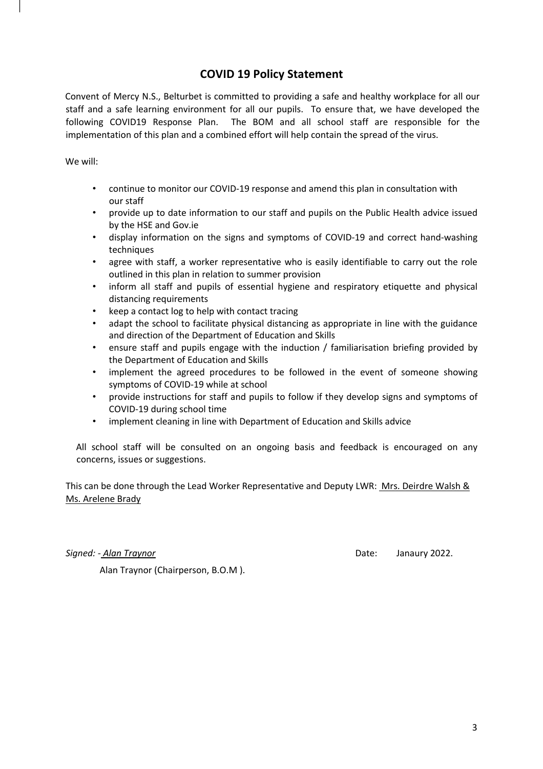# COVID 19 Policy Statement

Convent of Mercy N.S., Belturbet is committed to providing a safe and healthy workplace for all our staff and a safe learning environment for all our pupils. To ensure that, we have developed the following COVID19 Response Plan. The BOM and all school staff are responsible for the implementation of this plan and a combined effort will help contain the spread of the virus.

We will:

- continue to monitor our COVID-19 response and amend this plan in consultation with our staff
- provide up to date information to our staff and pupils on the Public Health advice issued by the HSE and Gov.ie
- display information on the signs and symptoms of COVID-19 and correct hand-washing techniques
- agree with staff, a worker representative who is easily identifiable to carry out the role outlined in this plan in relation to summer provision
- inform all staff and pupils of essential hygiene and respiratory etiquette and physical distancing requirements
- keep a contact log to help with contact tracing
- adapt the school to facilitate physical distancing as appropriate in line with the guidance and direction of the Department of Education and Skills
- ensure staff and pupils engage with the induction / familiarisation briefing provided by the Department of Education and Skills
- implement the agreed procedures to be followed in the event of someone showing symptoms of COVID-19 while at school
- provide instructions for staff and pupils to follow if they develop signs and symptoms of COVID-19 during school time
- implement cleaning in line with Department of Education and Skills advice

All school staff will be consulted on an ongoing basis and feedback is encouraged on any concerns, issues or suggestions.

This can be done through the Lead Worker Representative and Deputy LWR: Mrs. Deirdre Walsh & Ms. Arelene Brady

*Signed: - Alan Traynor* Date: Janaury 2022.

Alan Traynor (Chairperson, B.O.M ).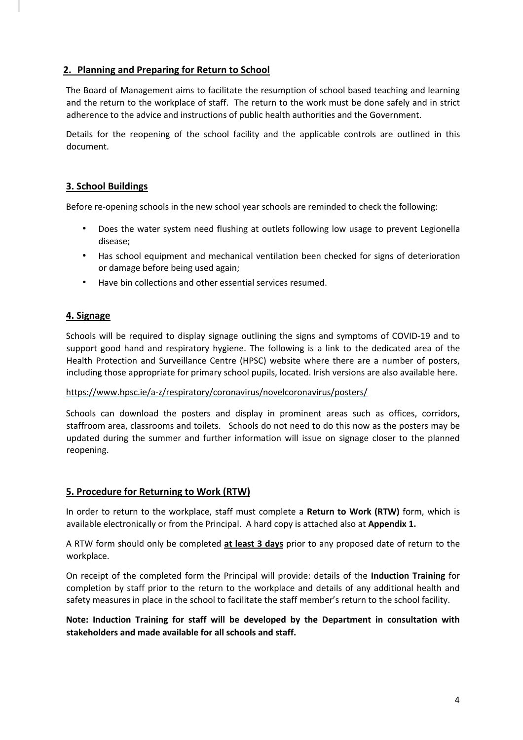## 2. Planning and Preparing for Return to School

The Board of Management aims to facilitate the resumption of school based teaching and learning and the return to the workplace of staff. The return to the work must be done safely and in strict adherence to the advice and instructions of public health authorities and the Government.

Details for the reopening of the school facility and the applicable controls are outlined in this document.

## 3. School Buildings

Before re-opening schools in the new school year schools are reminded to check the following:

- Does the water system need flushing at outlets following low usage to prevent Legionella disease;
- Has school equipment and mechanical ventilation been checked for signs of deterioration or damage before being used again;
- Have bin collections and other essential services resumed.

## 4. Signage

Schools will be required to display signage outlining the signs and symptoms of COVID-19 and to support good hand and respiratory hygiene. The following is a link to the dedicated area of the Health Protection and Surveillance Centre (HPSC) website where there are a number of posters, including those appropriate for primary school pupils, located. Irish versions are also available here.

https://www.hpsc.ie/a-z/respiratory/coronavirus/novelcoronavirus/posters/

Schools can download the posters and display in prominent areas such as offices, corridors, staffroom area, classrooms and toilets. Schools do not need to do this now as the posters may be updated during the summer and further information will issue on signage closer to the planned reopening.

## 5. Procedure for Returning to Work (RTW)

In order to return to the workplace, staff must complete a **Return to Work (RTW)** form, which is available electronically or from the Principal. A hard copy is attached also at **Appendix 1.**

A RTW form should only be completed **at least 3 days** prior to any proposed date of return to the workplace.

On receipt of the completed form the Principal will provide: details of the **Induction Training** for completion by staff prior to the return to the workplace and details of any additional health and safety measures in place in the school to facilitate the staff member's return to the school facility.

**Note: Induction Training for staff will be developed by the Department in consultation with stakeholders and made available for all schools and staff.**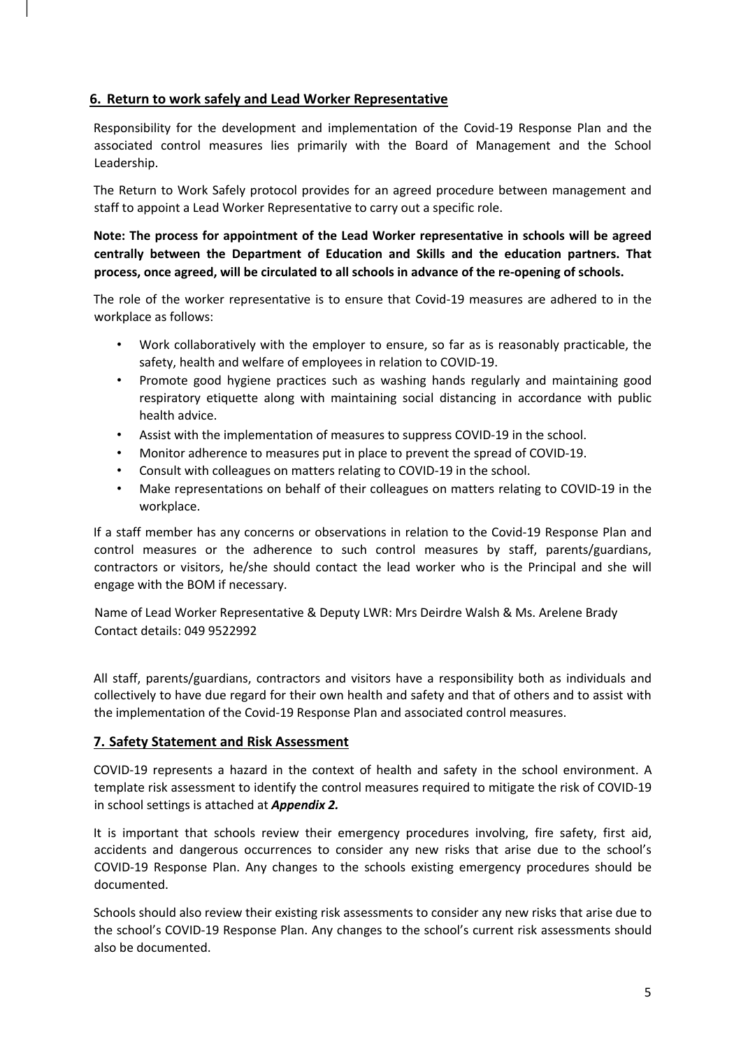## 6. Return to work safely and Lead Worker Representative

Responsibility for the development and implementation of the Covid-19 Response Plan and the associated control measures lies primarily with the Board of Management and the School Leadership.

The Return to Work Safely protocol provides for an agreed procedure between management and staff to appoint a Lead Worker Representative to carry out a specific role.

**Note: The process for appointment of the Lead Worker representative in schools will be agreed centrally between the Department of Education and Skills and the education partners. That process, once agreed, will be circulated to all schools in advance of the re-opening of schools.**

The role of the worker representative is to ensure that Covid-19 measures are adhered to in the workplace as follows:

- Work collaboratively with the employer to ensure, so far as is reasonably practicable, the safety, health and welfare of employees in relation to COVID-19.
- Promote good hygiene practices such as washing hands regularly and maintaining good respiratory etiquette along with maintaining social distancing in accordance with public health advice.
- Assist with the implementation of measures to suppress COVID-19 in the school.
- Monitor adherence to measures put in place to prevent the spread of COVID-19.
- Consult with colleagues on matters relating to COVID-19 in the school.
- Make representations on behalf of their colleagues on matters relating to COVID-19 in the workplace.

If a staff member has any concerns or observations in relation to the Covid-19 Response Plan and control measures or the adherence to such control measures by staff, parents/guardians, contractors or visitors, he/she should contact the lead worker who is the Principal and she will engage with the BOM if necessary.

Name of Lead Worker Representative & Deputy LWR: Mrs Deirdre Walsh & Ms. Arelene Brady
Contact details: 049 9522992

All staff, parents/guardians, contractors and visitors have a responsibility both as individuals and collectively to have due regard for their own health and safety and that of others and to assist with the implementation of the Covid-19 Response Plan and associated control measures.

## 7. Safety Statement and Risk Assessment

COVID-19 represents a hazard in the context of health and safety in the school environment. A template risk assessment to identify the control measures required to mitigate the risk of COVID-19 in school settings is attached at ***Appendix 2.***

It is important that schools review their emergency procedures involving, fire safety, first aid, accidents and dangerous occurrences to consider any new risks that arise due to the school's COVID-19 Response Plan. Any changes to the schools existing emergency procedures should be documented.

Schools should also review their existing risk assessments to consider any new risks that arise due to the school's COVID-19 Response Plan. Any changes to the school's current risk assessments should also be documented.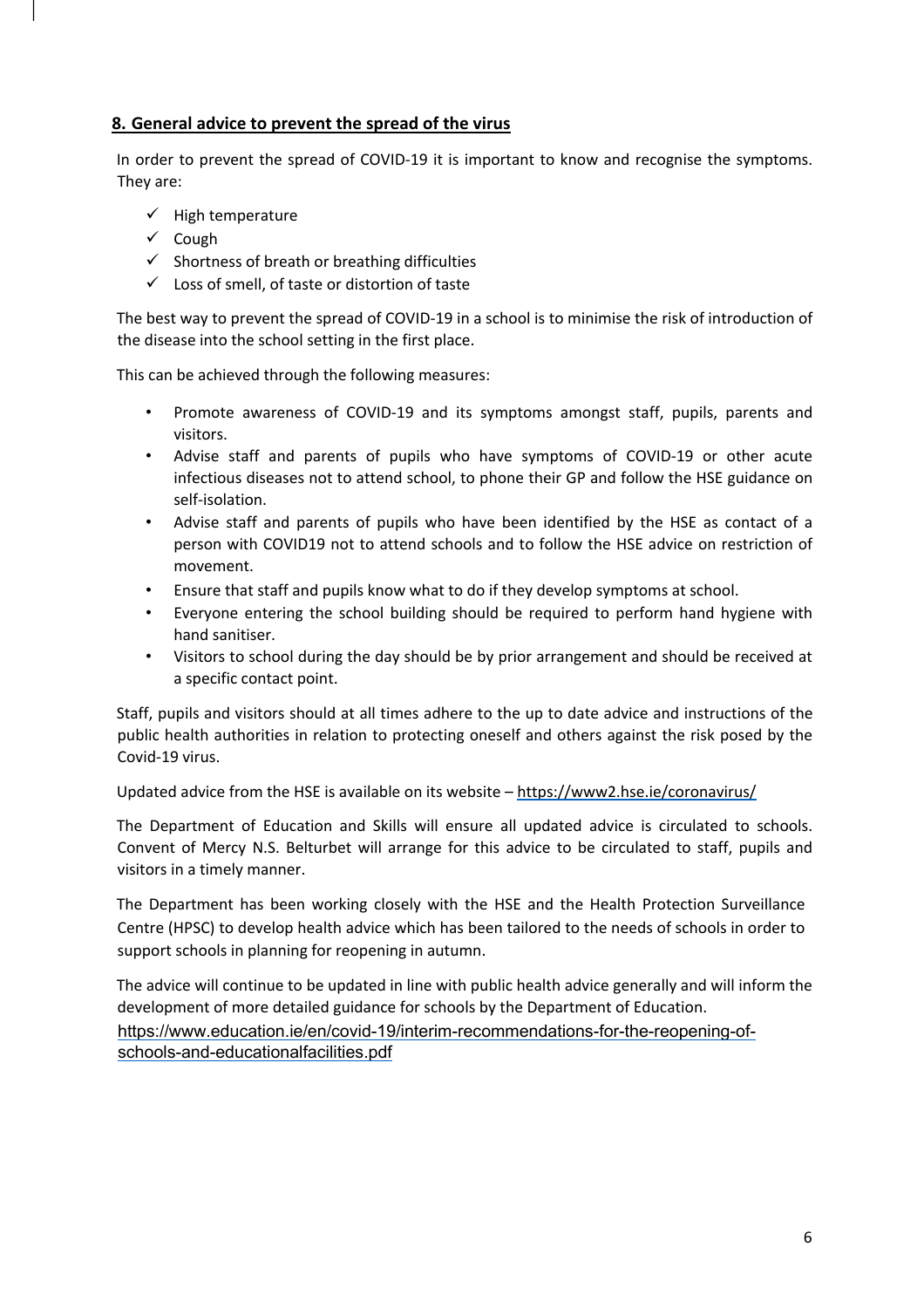## 8. General advice to prevent the spread of the virus

In order to prevent the spread of COVID-19 it is important to know and recognise the symptoms. They are:

- ✓ High temperature
- ✓ Cough
- ✓ Shortness of breath or breathing difficulties
- ✓ Loss of smell, of taste or distortion of taste

The best way to prevent the spread of COVID-19 in a school is to minimise the risk of introduction of the disease into the school setting in the first place.

This can be achieved through the following measures:

- Promote awareness of COVID-19 and its symptoms amongst staff, pupils, parents and visitors.
- Advise staff and parents of pupils who have symptoms of COVID-19 or other acute infectious diseases not to attend school, to phone their GP and follow the HSE guidance on self-isolation.
- Advise staff and parents of pupils who have been identified by the HSE as contact of a person with COVID19 not to attend schools and to follow the HSE advice on restriction of movement.
- Ensure that staff and pupils know what to do if they develop symptoms at school.
- Everyone entering the school building should be required to perform hand hygiene with hand sanitiser.
- Visitors to school during the day should be by prior arrangement and should be received at a specific contact point.

Staff, pupils and visitors should at all times adhere to the up to date advice and instructions of the public health authorities in relation to protecting oneself and others against the risk posed by the Covid-19 virus.

Updated advice from the HSE is available on its website – https://www2.hse.ie/coronavirus/

The Department of Education and Skills will ensure all updated advice is circulated to schools. Convent of Mercy N.S. Belturbet will arrange for this advice to be circulated to staff, pupils and visitors in a timely manner.

The Department has been working closely with the HSE and the Health Protection Surveillance Centre (HPSC) to develop health advice which has been tailored to the needs of schools in order to support schools in planning for reopening in autumn.

The advice will continue to be updated in line with public health advice generally and will inform the development of more detailed guidance for schools by the Department of Education.
https://www.education.ie/en/covid-19/interim-recommendations-for-the-reopening-of-schools-and-educationalfacilities.pdf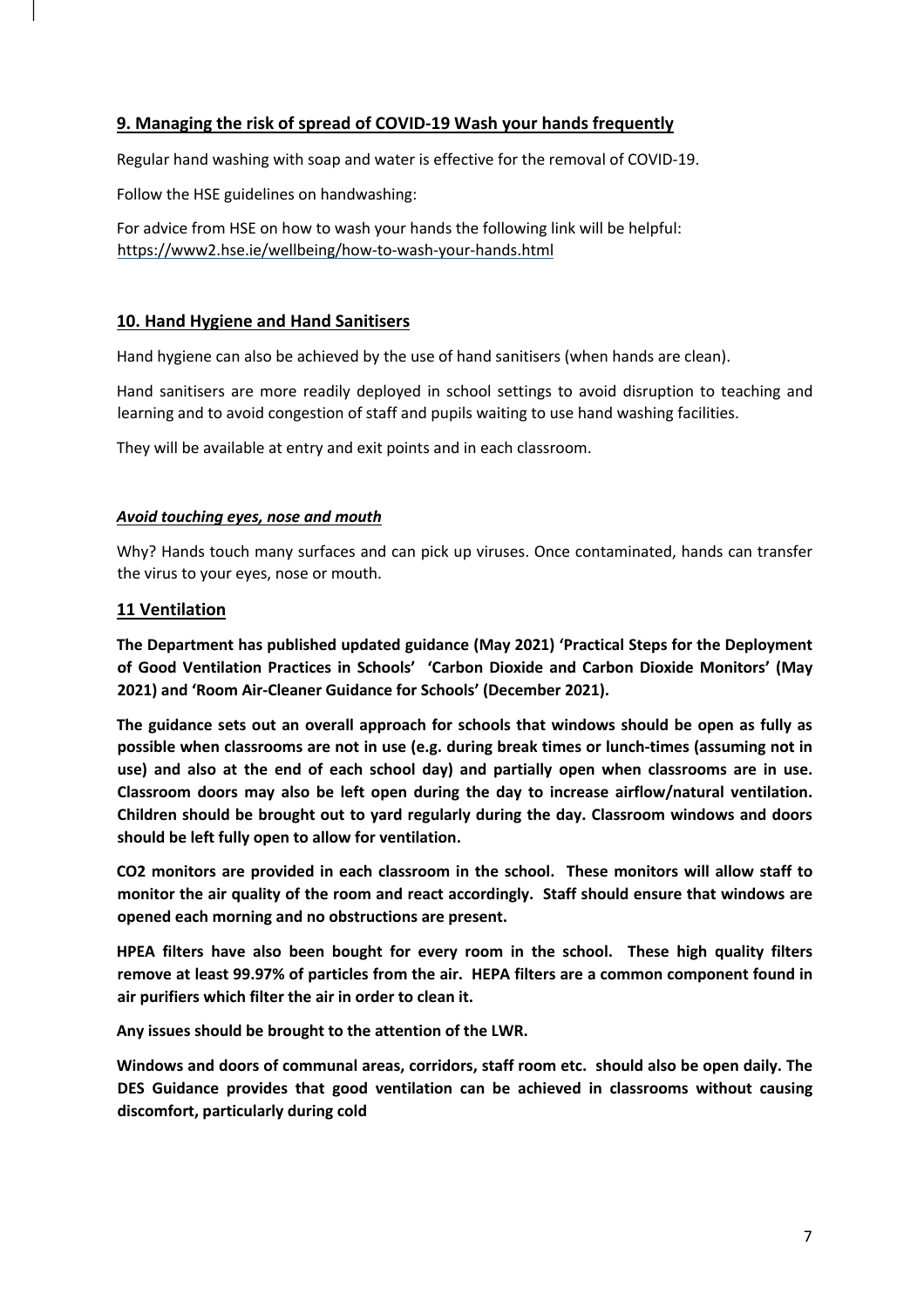## 9. Managing the risk of spread of COVID-19 Wash your hands frequently

Regular hand washing with soap and water is effective for the removal of COVID-19.

Follow the HSE guidelines on handwashing:

For advice from HSE on how to wash your hands the following link will be helpful: https://www2.hse.ie/wellbeing/how-to-wash-your-hands.html

## 10. Hand Hygiene and Hand Sanitisers

Hand hygiene can also be achieved by the use of hand sanitisers (when hands are clean).

Hand sanitisers are more readily deployed in school settings to avoid disruption to teaching and learning and to avoid congestion of staff and pupils waiting to use hand washing facilities.

They will be available at entry and exit points and in each classroom.

***Avoid touching eyes, nose and mouth***

Why? Hands touch many surfaces and can pick up viruses. Once contaminated, hands can transfer the virus to your eyes, nose or mouth.

## 11 Ventilation

**The Department has published updated guidance (May 2021) 'Practical Steps for the Deployment of Good Ventilation Practices in Schools' 'Carbon Dioxide and Carbon Dioxide Monitors' (May 2021) and 'Room Air-Cleaner Guidance for Schools' (December 2021).**

**The guidance sets out an overall approach for schools that windows should be open as fully as possible when classrooms are not in use (e.g. during break times or lunch-times (assuming not in use) and also at the end of each school day) and partially open when classrooms are in use. Classroom doors may also be left open during the day to increase airflow/natural ventilation. Children should be brought out to yard regularly during the day. Classroom windows and doors should be left fully open to allow for ventilation.**

**CO2 monitors are provided in each classroom in the school. These monitors will allow staff to monitor the air quality of the room and react accordingly. Staff should ensure that windows are opened each morning and no obstructions are present.**

**HPEA filters have also been bought for every room in the school. These high quality filters remove at least 99.97% of particles from the air. HEPA filters are a common component found in air purifiers which filter the air in order to clean it.**

**Any issues should be brought to the attention of the LWR.**

**Windows and doors of communal areas, corridors, staff room etc. should also be open daily. The DES Guidance provides that good ventilation can be achieved in classrooms without causing discomfort, particularly during cold**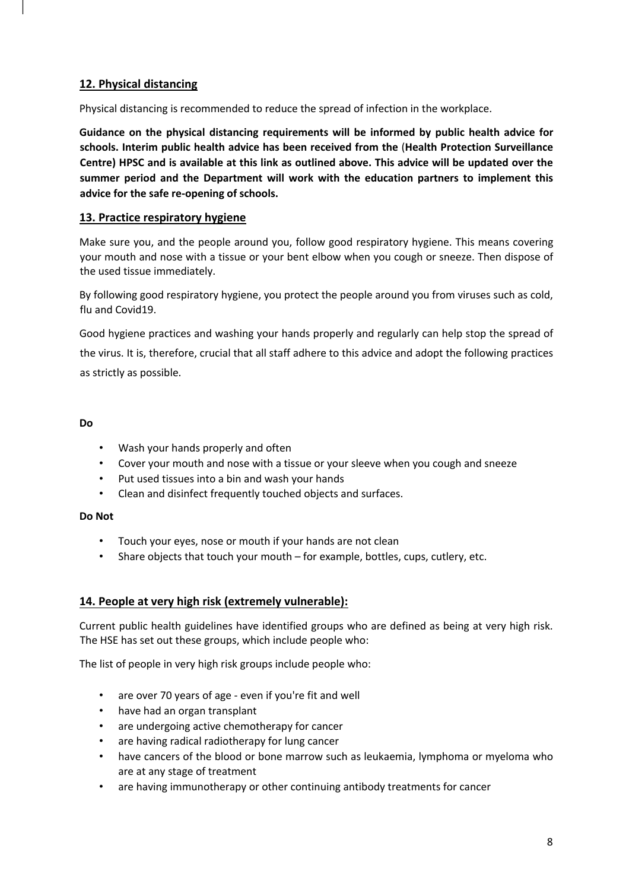## 12. Physical distancing

Physical distancing is recommended to reduce the spread of infection in the workplace.

**Guidance on the physical distancing requirements will be informed by public health advice for schools. Interim public health advice has been received from the (Health Protection Surveillance Centre) HPSC and is available at this link as outlined above. This advice will be updated over the summer period and the Department will work with the education partners to implement this advice for the safe re-opening of schools.**

## 13. Practice respiratory hygiene

Make sure you, and the people around you, follow good respiratory hygiene. This means covering your mouth and nose with a tissue or your bent elbow when you cough or sneeze. Then dispose of the used tissue immediately.

By following good respiratory hygiene, you protect the people around you from viruses such as cold, flu and Covid19.

Good hygiene practices and washing your hands properly and regularly can help stop the spread of the virus. It is, therefore, crucial that all staff adhere to this advice and adopt the following practices as strictly as possible.

**Do**

- Wash your hands properly and often
- Cover your mouth and nose with a tissue or your sleeve when you cough and sneeze
- Put used tissues into a bin and wash your hands
- Clean and disinfect frequently touched objects and surfaces.

**Do Not**

- Touch your eyes, nose or mouth if your hands are not clean
- Share objects that touch your mouth – for example, bottles, cups, cutlery, etc.

## 14. People at very high risk (extremely vulnerable):

Current public health guidelines have identified groups who are defined as being at very high risk. The HSE has set out these groups, which include people who:

The list of people in very high risk groups include people who:

- are over 70 years of age - even if you're fit and well
- have had an organ transplant
- are undergoing active chemotherapy for cancer
- are having radical radiotherapy for lung cancer
- have cancers of the blood or bone marrow such as leukaemia, lymphoma or myeloma who are at any stage of treatment
- are having immunotherapy or other continuing antibody treatments for cancer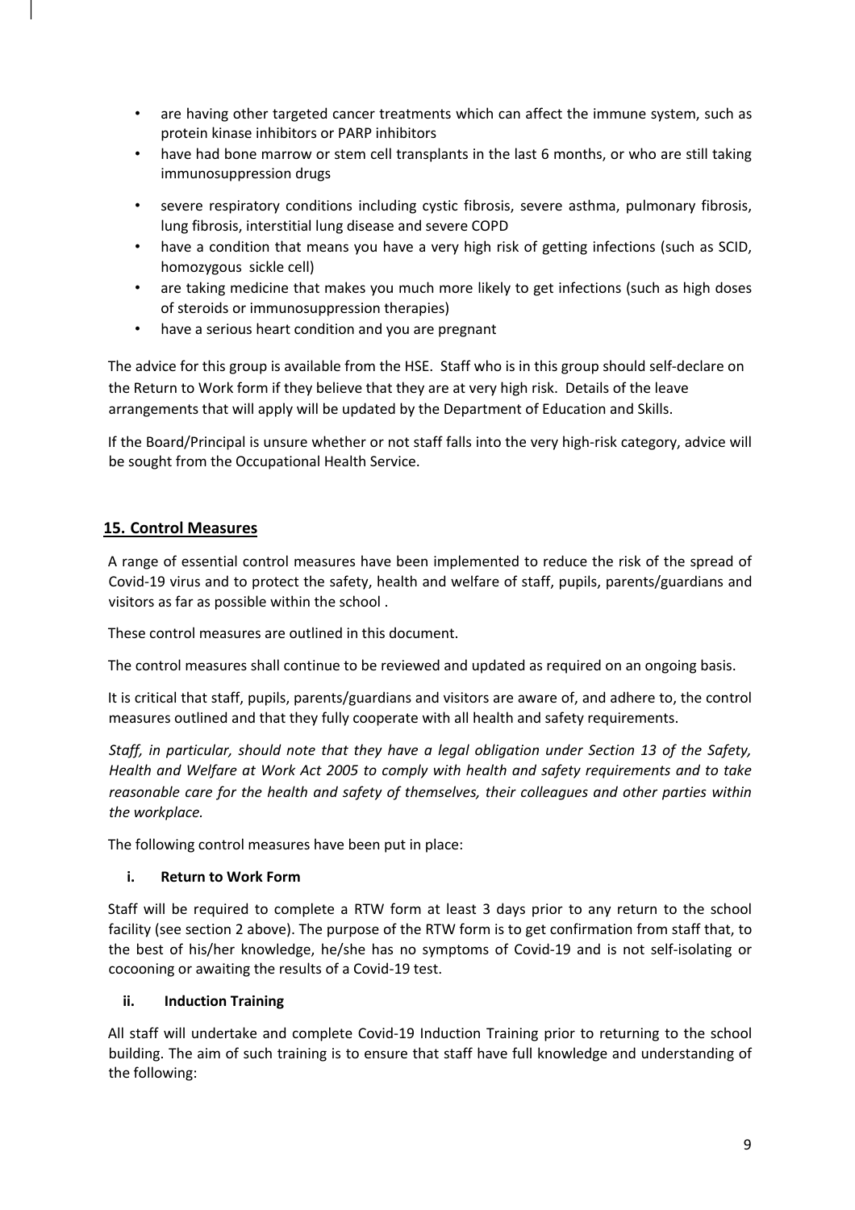- are having other targeted cancer treatments which can affect the immune system, such as protein kinase inhibitors or PARP inhibitors
- have had bone marrow or stem cell transplants in the last 6 months, or who are still taking immunosuppression drugs
- severe respiratory conditions including cystic fibrosis, severe asthma, pulmonary fibrosis, lung fibrosis, interstitial lung disease and severe COPD
- have a condition that means you have a very high risk of getting infections (such as SCID, homozygous sickle cell)
- are taking medicine that makes you much more likely to get infections (such as high doses of steroids or immunosuppression therapies)
- have a serious heart condition and you are pregnant

The advice for this group is available from the HSE. Staff who is in this group should self-declare on the Return to Work form if they believe that they are at very high risk. Details of the leave arrangements that will apply will be updated by the Department of Education and Skills.

If the Board/Principal is unsure whether or not staff falls into the very high-risk category, advice will be sought from the Occupational Health Service.

## 15. Control Measures

A range of essential control measures have been implemented to reduce the risk of the spread of Covid-19 virus and to protect the safety, health and welfare of staff, pupils, parents/guardians and visitors as far as possible within the school .

These control measures are outlined in this document.

The control measures shall continue to be reviewed and updated as required on an ongoing basis.

It is critical that staff, pupils, parents/guardians and visitors are aware of, and adhere to, the control measures outlined and that they fully cooperate with all health and safety requirements.

*Staff, in particular, should note that they have a legal obligation under Section 13 of the Safety, Health and Welfare at Work Act 2005 to comply with health and safety requirements and to take reasonable care for the health and safety of themselves, their colleagues and other parties within the workplace.*

The following control measures have been put in place:

### i. Return to Work Form

Staff will be required to complete a RTW form at least 3 days prior to any return to the school facility (see section 2 above). The purpose of the RTW form is to get confirmation from staff that, to the best of his/her knowledge, he/she has no symptoms of Covid-19 and is not self-isolating or cocooning or awaiting the results of a Covid-19 test.

### ii. Induction Training

All staff will undertake and complete Covid-19 Induction Training prior to returning to the school building. The aim of such training is to ensure that staff have full knowledge and understanding of the following: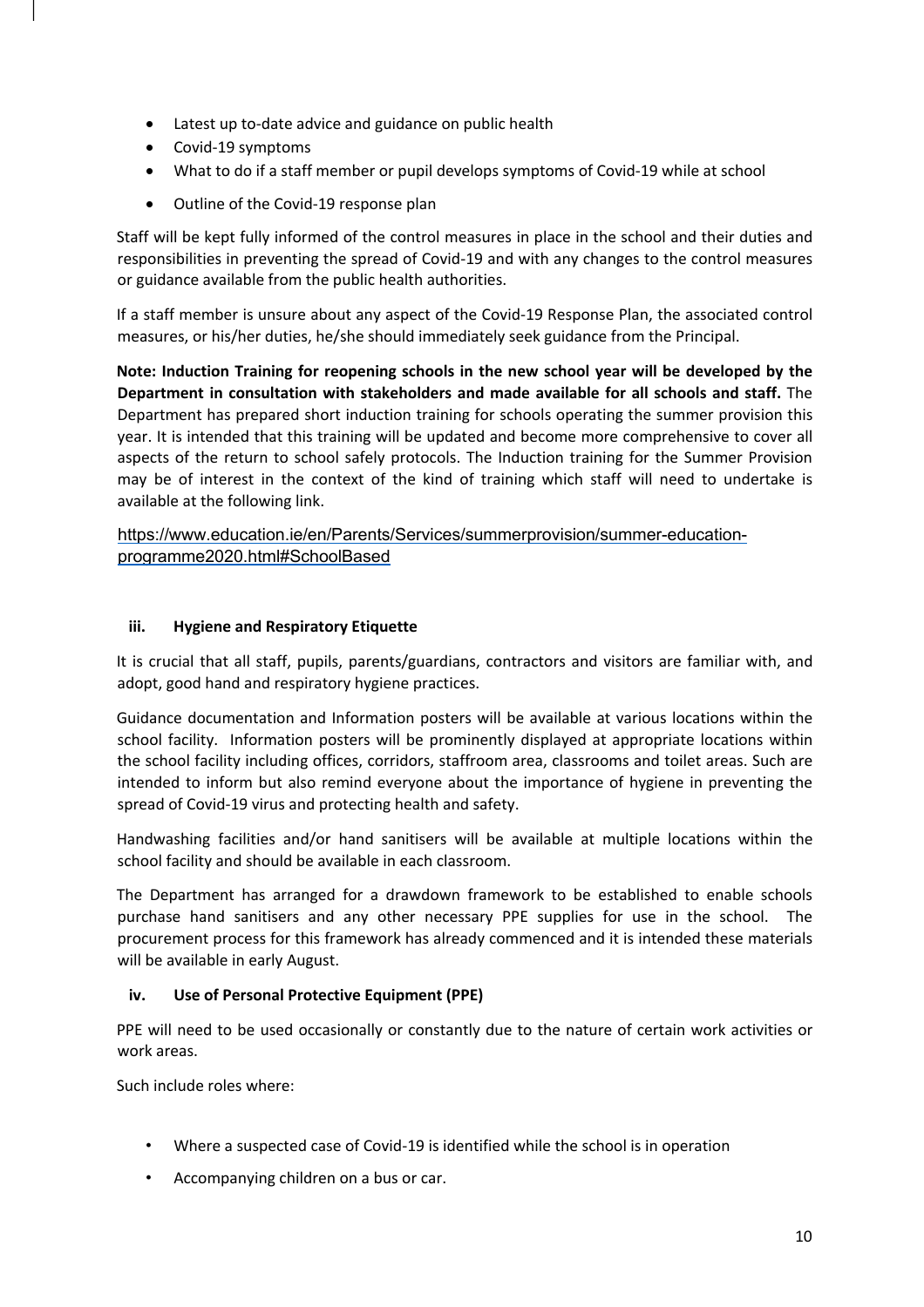- Latest up to-date advice and guidance on public health
- Covid-19 symptoms
- What to do if a staff member or pupil develops symptoms of Covid-19 while at school
- Outline of the Covid-19 response plan

Staff will be kept fully informed of the control measures in place in the school and their duties and responsibilities in preventing the spread of Covid-19 and with any changes to the control measures or guidance available from the public health authorities.

If a staff member is unsure about any aspect of the Covid-19 Response Plan, the associated control measures, or his/her duties, he/she should immediately seek guidance from the Principal.

**Note: Induction Training for reopening schools in the new school year will be developed by the Department in consultation with stakeholders and made available for all schools and staff.** The Department has prepared short induction training for schools operating the summer provision this year. It is intended that this training will be updated and become more comprehensive to cover all aspects of the return to school safely protocols. The Induction training for the Summer Provision may be of interest in the context of the kind of training which staff will need to undertake is available at the following link.

https://www.education.ie/en/Parents/Services/summerprovision/summer-education-programme2020.html#SchoolBased

#### iii. Hygiene and Respiratory Etiquette

It is crucial that all staff, pupils, parents/guardians, contractors and visitors are familiar with, and adopt, good hand and respiratory hygiene practices.

Guidance documentation and Information posters will be available at various locations within the school facility. Information posters will be prominently displayed at appropriate locations within the school facility including offices, corridors, staffroom area, classrooms and toilet areas. Such are intended to inform but also remind everyone about the importance of hygiene in preventing the spread of Covid-19 virus and protecting health and safety.

Handwashing facilities and/or hand sanitisers will be available at multiple locations within the school facility and should be available in each classroom.

The Department has arranged for a drawdown framework to be established to enable schools purchase hand sanitisers and any other necessary PPE supplies for use in the school. The procurement process for this framework has already commenced and it is intended these materials will be available in early August.

#### iv. Use of Personal Protective Equipment (PPE)

PPE will need to be used occasionally or constantly due to the nature of certain work activities or work areas.

Such include roles where:

- Where a suspected case of Covid-19 is identified while the school is in operation
- Accompanying children on a bus or car.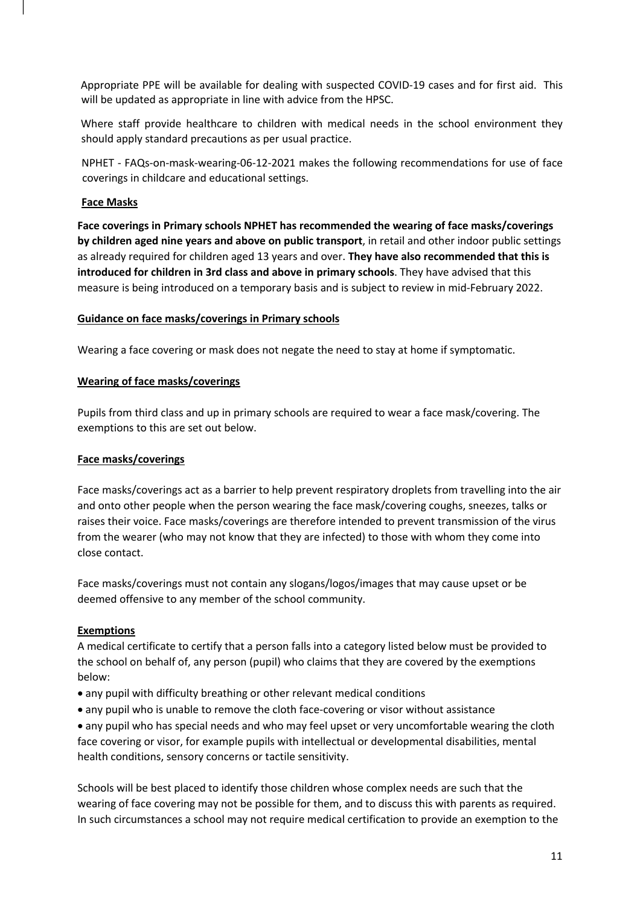Appropriate PPE will be available for dealing with suspected COVID-19 cases and for first aid. This will be updated as appropriate in line with advice from the HPSC.

Where staff provide healthcare to children with medical needs in the school environment they should apply standard precautions as per usual practice.

NPHET - FAQs-on-mask-wearing-06-12-2021 makes the following recommendations for use of face coverings in childcare and educational settings.

**Face Masks**

**Face coverings in Primary schools NPHET has recommended the wearing of face masks/coverings by children aged nine years and above on public transport**, in retail and other indoor public settings as already required for children aged 13 years and over. **They have also recommended that this is introduced for children in 3rd class and above in primary schools**. They have advised that this measure is being introduced on a temporary basis and is subject to review in mid-February 2022.

**Guidance on face masks/coverings in Primary schools**

Wearing a face covering or mask does not negate the need to stay at home if symptomatic.

**Wearing of face masks/coverings**

Pupils from third class and up in primary schools are required to wear a face mask/covering. The exemptions to this are set out below.

**Face masks/coverings**

Face masks/coverings act as a barrier to help prevent respiratory droplets from travelling into the air and onto other people when the person wearing the face mask/covering coughs, sneezes, talks or raises their voice. Face masks/coverings are therefore intended to prevent transmission of the virus from the wearer (who may not know that they are infected) to those with whom they come into close contact.

Face masks/coverings must not contain any slogans/logos/images that may cause upset or be deemed offensive to any member of the school community.

**Exemptions**

A medical certificate to certify that a person falls into a category listed below must be provided to the school on behalf of, any person (pupil) who claims that they are covered by the exemptions below:

- any pupil with difficulty breathing or other relevant medical conditions
- any pupil who is unable to remove the cloth face-covering or visor without assistance
- any pupil who has special needs and who may feel upset or very uncomfortable wearing the cloth face covering or visor, for example pupils with intellectual or developmental disabilities, mental health conditions, sensory concerns or tactile sensitivity.

Schools will be best placed to identify those children whose complex needs are such that the wearing of face covering may not be possible for them, and to discuss this with parents as required. In such circumstances a school may not require medical certification to provide an exemption to the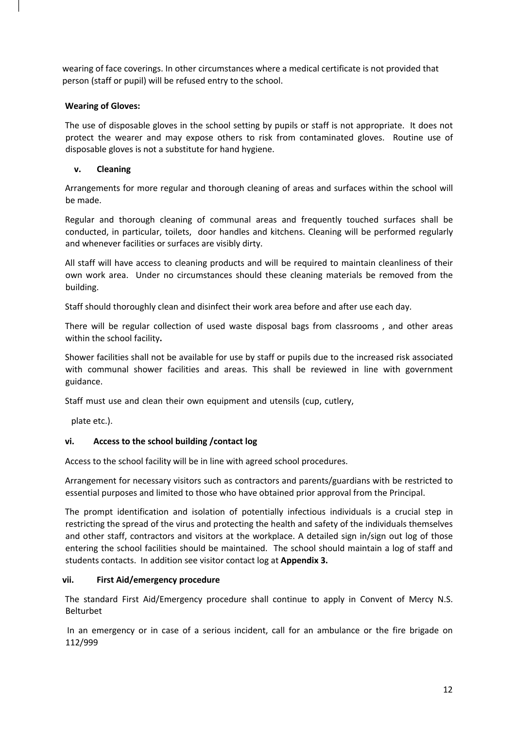wearing of face coverings. In other circumstances where a medical certificate is not provided that person (staff or pupil) will be refused entry to the school.

**Wearing of Gloves:**

The use of disposable gloves in the school setting by pupils or staff is not appropriate. It does not protect the wearer and may expose others to risk from contaminated gloves. Routine use of disposable gloves is not a substitute for hand hygiene.

### v. Cleaning

Arrangements for more regular and thorough cleaning of areas and surfaces within the school will be made.

Regular and thorough cleaning of communal areas and frequently touched surfaces shall be conducted, in particular, toilets, door handles and kitchens. Cleaning will be performed regularly and whenever facilities or surfaces are visibly dirty.

All staff will have access to cleaning products and will be required to maintain cleanliness of their own work area. Under no circumstances should these cleaning materials be removed from the building.

Staff should thoroughly clean and disinfect their work area before and after use each day.

There will be regular collection of used waste disposal bags from classrooms , and other areas within the school facility**.**

Shower facilities shall not be available for use by staff or pupils due to the increased risk associated with communal shower facilities and areas. This shall be reviewed in line with government guidance.

Staff must use and clean their own equipment and utensils (cup, cutlery,

plate etc.).

### vi. Access to the school building /contact log

Access to the school facility will be in line with agreed school procedures.

Arrangement for necessary visitors such as contractors and parents/guardians with be restricted to essential purposes and limited to those who have obtained prior approval from the Principal.

The prompt identification and isolation of potentially infectious individuals is a crucial step in restricting the spread of the virus and protecting the health and safety of the individuals themselves and other staff, contractors and visitors at the workplace. A detailed sign in/sign out log of those entering the school facilities should be maintained. The school should maintain a log of staff and students contacts. In addition see visitor contact log at **Appendix 3.**

### vii. First Aid/emergency procedure

The standard First Aid/Emergency procedure shall continue to apply in Convent of Mercy N.S. Belturbet

In an emergency or in case of a serious incident, call for an ambulance or the fire brigade on 112/999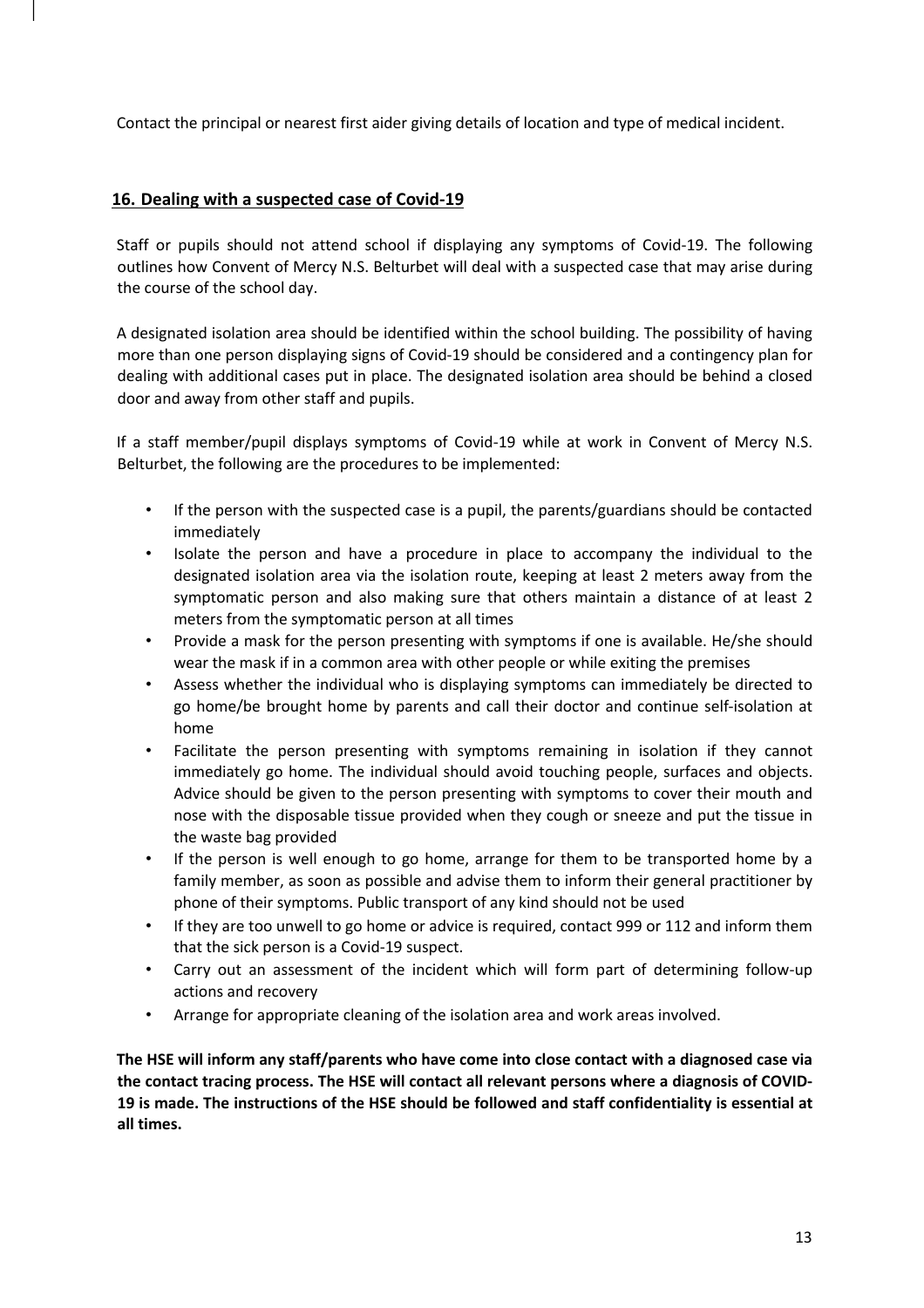Contact the principal or nearest first aider giving details of location and type of medical incident.

## 16. Dealing with a suspected case of Covid-19

Staff or pupils should not attend school if displaying any symptoms of Covid-19. The following outlines how Convent of Mercy N.S. Belturbet will deal with a suspected case that may arise during the course of the school day.

A designated isolation area should be identified within the school building. The possibility of having more than one person displaying signs of Covid-19 should be considered and a contingency plan for dealing with additional cases put in place. The designated isolation area should be behind a closed door and away from other staff and pupils.

If a staff member/pupil displays symptoms of Covid-19 while at work in Convent of Mercy N.S. Belturbet, the following are the procedures to be implemented:

- If the person with the suspected case is a pupil, the parents/guardians should be contacted immediately
- Isolate the person and have a procedure in place to accompany the individual to the designated isolation area via the isolation route, keeping at least 2 meters away from the symptomatic person and also making sure that others maintain a distance of at least 2 meters from the symptomatic person at all times
- Provide a mask for the person presenting with symptoms if one is available. He/she should wear the mask if in a common area with other people or while exiting the premises
- Assess whether the individual who is displaying symptoms can immediately be directed to go home/be brought home by parents and call their doctor and continue self-isolation at home
- Facilitate the person presenting with symptoms remaining in isolation if they cannot immediately go home. The individual should avoid touching people, surfaces and objects. Advice should be given to the person presenting with symptoms to cover their mouth and nose with the disposable tissue provided when they cough or sneeze and put the tissue in the waste bag provided
- If the person is well enough to go home, arrange for them to be transported home by a family member, as soon as possible and advise them to inform their general practitioner by phone of their symptoms. Public transport of any kind should not be used
- If they are too unwell to go home or advice is required, contact 999 or 112 and inform them that the sick person is a Covid-19 suspect.
- Carry out an assessment of the incident which will form part of determining follow-up actions and recovery
- Arrange for appropriate cleaning of the isolation area and work areas involved.

**The HSE will inform any staff/parents who have come into close contact with a diagnosed case via the contact tracing process. The HSE will contact all relevant persons where a diagnosis of COVID-19 is made. The instructions of the HSE should be followed and staff confidentiality is essential at all times.**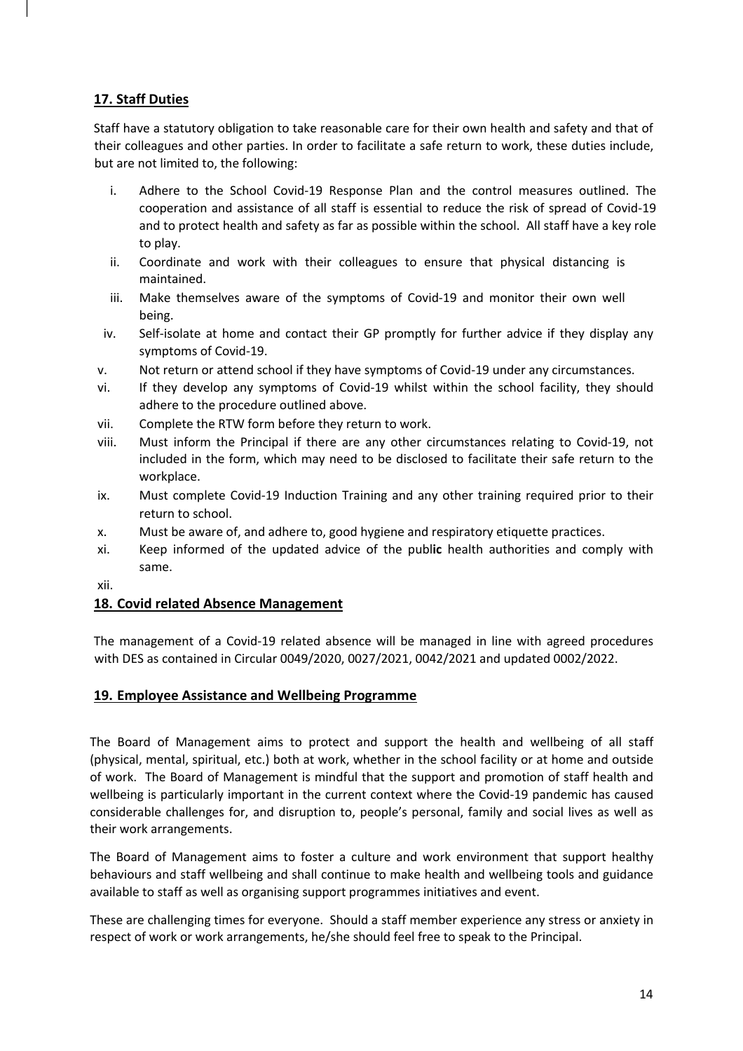## 17. Staff Duties

Staff have a statutory obligation to take reasonable care for their own health and safety and that of their colleagues and other parties. In order to facilitate a safe return to work, these duties include, but are not limited to, the following:

i. Adhere to the School Covid-19 Response Plan and the control measures outlined. The cooperation and assistance of all staff is essential to reduce the risk of spread of Covid-19 and to protect health and safety as far as possible within the school. All staff have a key role to play.
ii. Coordinate and work with their colleagues to ensure that physical distancing is maintained.
iii. Make themselves aware of the symptoms of Covid-19 and monitor their own well being.
iv. Self-isolate at home and contact their GP promptly for further advice if they display any symptoms of Covid-19.
v. Not return or attend school if they have symptoms of Covid-19 under any circumstances.
vi. If they develop any symptoms of Covid-19 whilst within the school facility, they should adhere to the procedure outlined above.
vii. Complete the RTW form before they return to work.
viii. Must inform the Principal if there are any other circumstances relating to Covid-19, not included in the form, which may need to be disclosed to facilitate their safe return to the workplace.
ix. Must complete Covid-19 Induction Training and any other training required prior to their return to school.
x. Must be aware of, and adhere to, good hygiene and respiratory etiquette practices.
xi. Keep informed of the updated advice of the publ**ic** health authorities and comply with same.
xii.

## 18. Covid related Absence Management

The management of a Covid-19 related absence will be managed in line with agreed procedures with DES as contained in Circular 0049/2020, 0027/2021, 0042/2021 and updated 0002/2022.

## 19. Employee Assistance and Wellbeing Programme

The Board of Management aims to protect and support the health and wellbeing of all staff (physical, mental, spiritual, etc.) both at work, whether in the school facility or at home and outside of work. The Board of Management is mindful that the support and promotion of staff health and wellbeing is particularly important in the current context where the Covid-19 pandemic has caused considerable challenges for, and disruption to, people's personal, family and social lives as well as their work arrangements.

The Board of Management aims to foster a culture and work environment that support healthy behaviours and staff wellbeing and shall continue to make health and wellbeing tools and guidance available to staff as well as organising support programmes initiatives and event.

These are challenging times for everyone. Should a staff member experience any stress or anxiety in respect of work or work arrangements, he/she should feel free to speak to the Principal.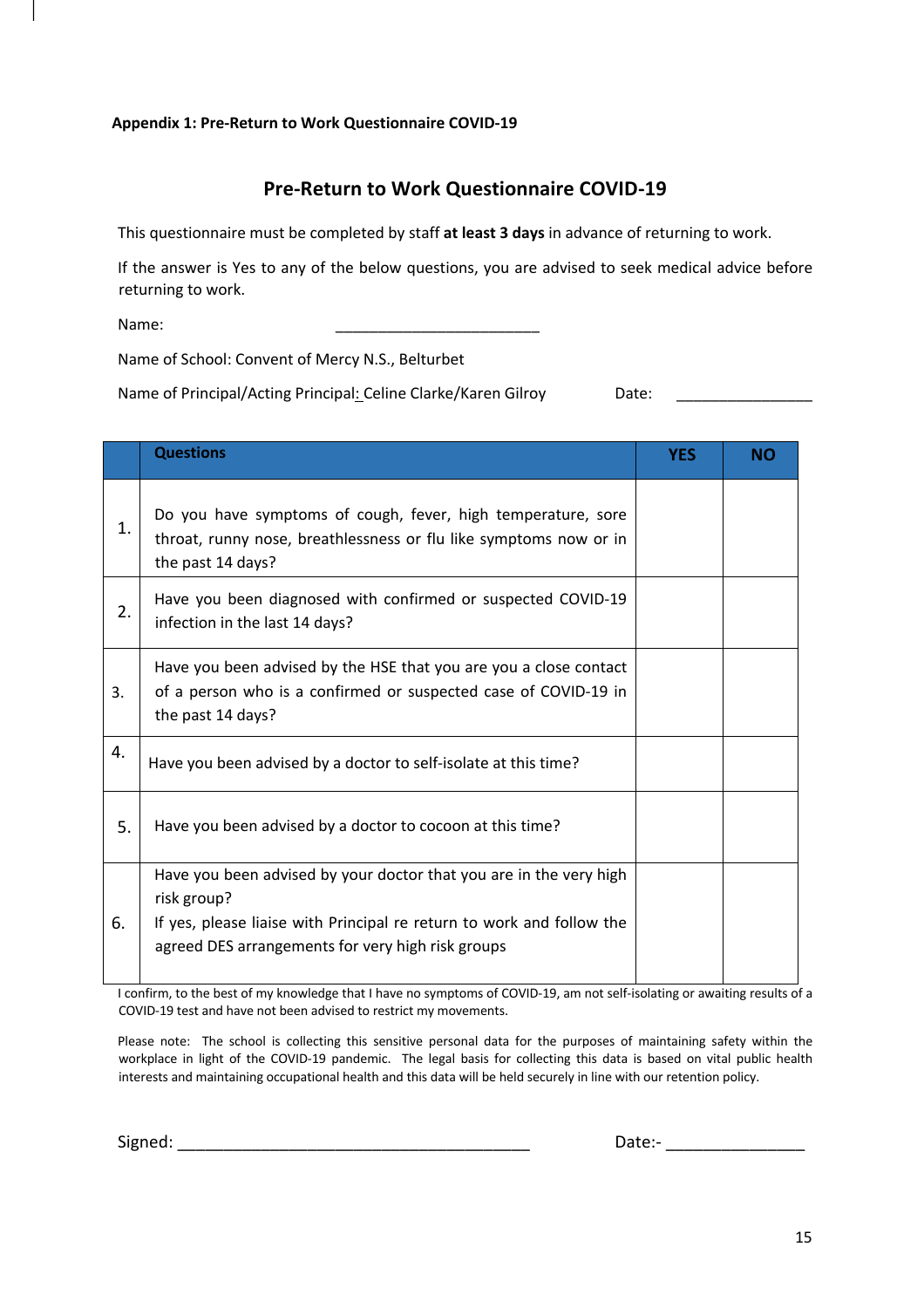**Appendix 1: Pre-Return to Work Questionnaire COVID-19**

## Pre-Return to Work Questionnaire COVID-19

This questionnaire must be completed by staff **at least 3 days** in advance of returning to work.

If the answer is Yes to any of the below questions, you are advised to seek medical advice before returning to work.

Name: ________________________

Name of School: Convent of Mercy N.S., Belturbet

Name of Principal/Acting Principal: Celine Clarke/Karen Gilroy Date: ________________

| | Questions | YES | NO |
|---|---|---|---|
| 1. | Do you have symptoms of cough, fever, high temperature, sore throat, runny nose, breathlessness or flu like symptoms now or in the past 14 days? | | |
| 2. | Have you been diagnosed with confirmed or suspected COVID-19 infection in the last 14 days? | | |
| 3. | Have you been advised by the HSE that you are you a close contact of a person who is a confirmed or suspected case of COVID-19 in the past 14 days? | | |
| 4. | Have you been advised by a doctor to self-isolate at this time? | | |
| 5. | Have you been advised by a doctor to cocoon at this time? | | |
| 6. | Have you been advised by your doctor that you are in the very high risk group? If yes, please liaise with Principal re return to work and follow the agreed DES arrangements for very high risk groups | | |

I confirm, to the best of my knowledge that I have no symptoms of COVID-19, am not self-isolating or awaiting results of a COVID-19 test and have not been advised to restrict my movements.

Please note: The school is collecting this sensitive personal data for the purposes of maintaining safety within the workplace in light of the COVID-19 pandemic. The legal basis for collecting this data is based on vital public health interests and maintaining occupational health and this data will be held securely in line with our retention policy.

Signed: ________________________________________ Date:- _______________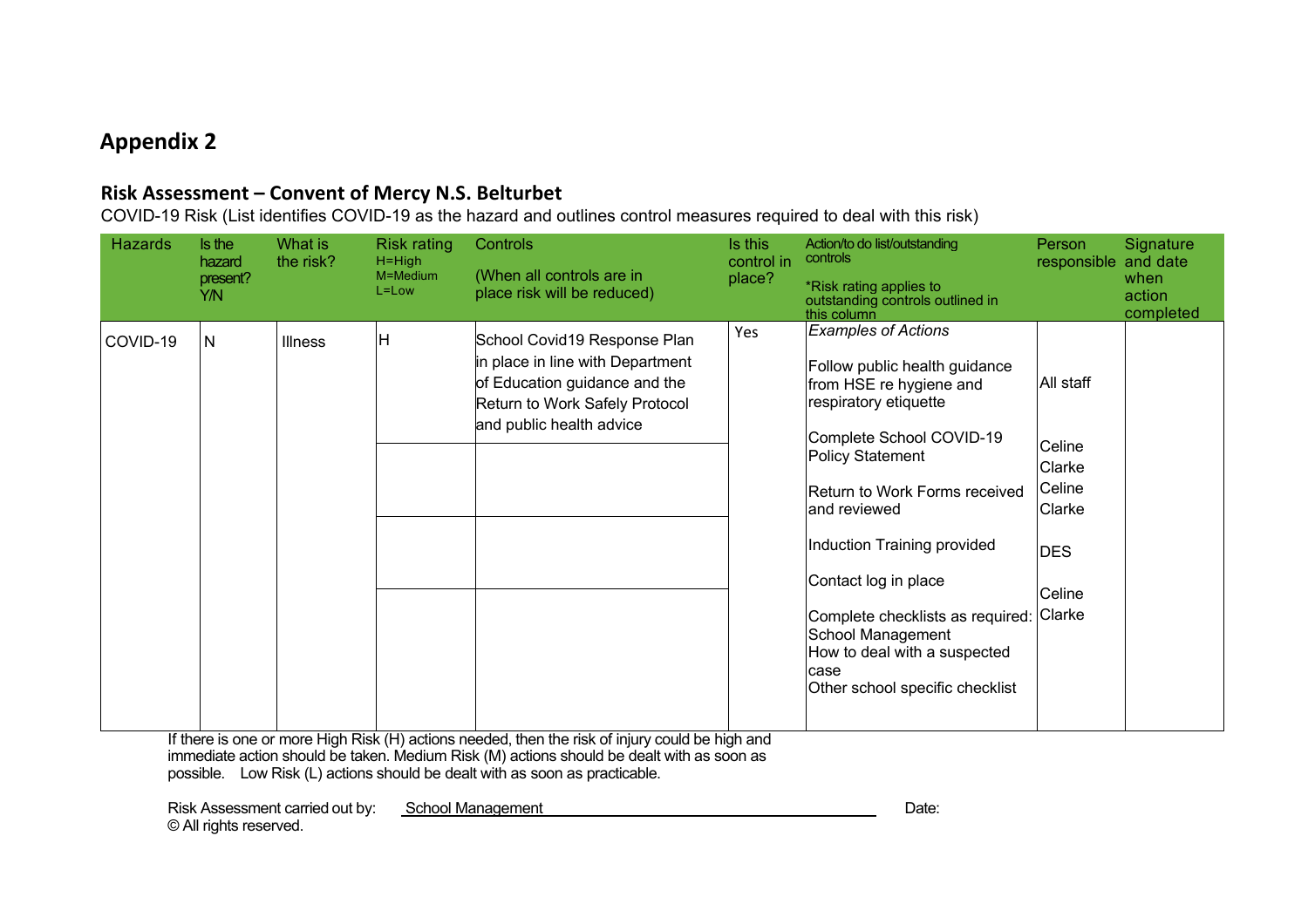# Appendix 2

## Risk Assessment – Convent of Mercy N.S. Belturbet

COVID-19 Risk (List identifies COVID-19 as the hazard and outlines control measures required to deal with this risk)

| Hazards | Is the hazard present? Y/N | What is the risk? | Risk rating H=High M=Medium L=Low | Controls (When all controls are in place risk will be reduced) | Is this control in place? | Action/to do list/outstanding controls *Risk rating applies to outstanding controls outlined in this column | Person responsible | Signature and date when action completed |
|---|---|---|---|---|---|---|---|---|
| COVID-19 | N | Illness | H | School Covid19 Response Plan in place in line with Department of Education guidance and the Return to Work Safely Protocol and public health advice | Yes | *Examples of Actions* | | |
| | | | | | | Follow public health guidance from HSE re hygiene and respiratory etiquette | All staff | |
| | | | | | | Complete School COVID-19 Policy Statement | Celine Clarke | |
| | | | | | | Return to Work Forms received and reviewed | Celine Clarke | |
| | | | | | | Induction Training provided | DES | |
| | | | | | | Contact log in place | | |
| | | | | | | Complete checklists as required: School Management; How to deal with a suspected case; Other school specific checklist | Celine Clarke | |

If there is one or more High Risk (H) actions needed, then the risk of injury could be high and immediate action should be taken. Medium Risk (M) actions should be dealt with as soon as possible. Low Risk (L) actions should be dealt with as soon as practicable.

Risk Assessment carried out by: School Management Date:

© All rights reserved.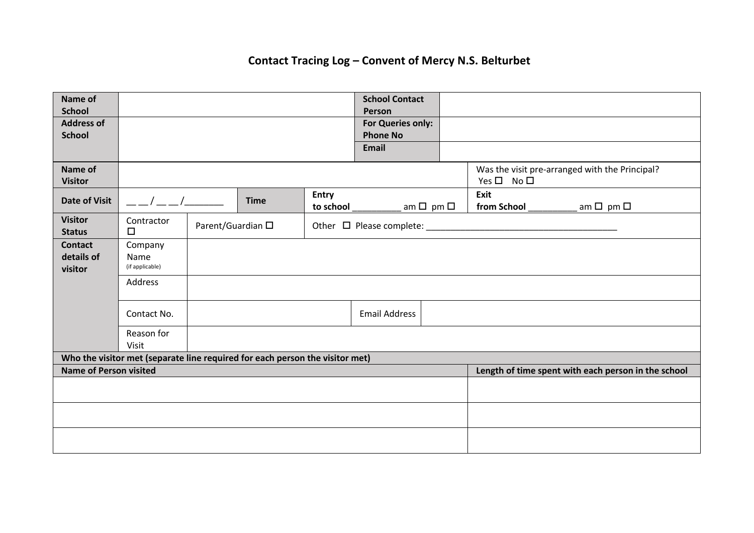# Contact Tracing Log – Convent of Mercy N.S. Belturbet

| **Name of School** | | **School Contact Person** | |
|---|---|---|---|
| **Address of School** | | **For Queries only: Phone No** | |
| | | **Email** | |

| **Name of Visitor** | | | | Was the visit pre-arranged with the Principal? Yes ☐ No ☐ |
|---|---|---|---|---|
| **Date of Visit** | __ __ / __ __ /________ | **Time** | **Entry to school** __________ am ☐ pm ☐ | **Exit from School** __________ am ☐ pm ☐ |
| **Visitor Status** | Contractor ☐ | Parent/Guardian ☐ | Other ☐ Please complete: ________________________________________ | |

| **Contact details of visitor** | Company Name (if applicable) | | | |
|---|---|---|---|---|
| | Address | | | |
| | Contact No. | | Email Address | |
| | Reason for Visit | | | |

| **Who the visitor met (separate line required for each person the visitor met)** | |
|---|---|
| **Name of Person visited** | **Length of time spent with each person in the school** |
| | |
| | |
| | |